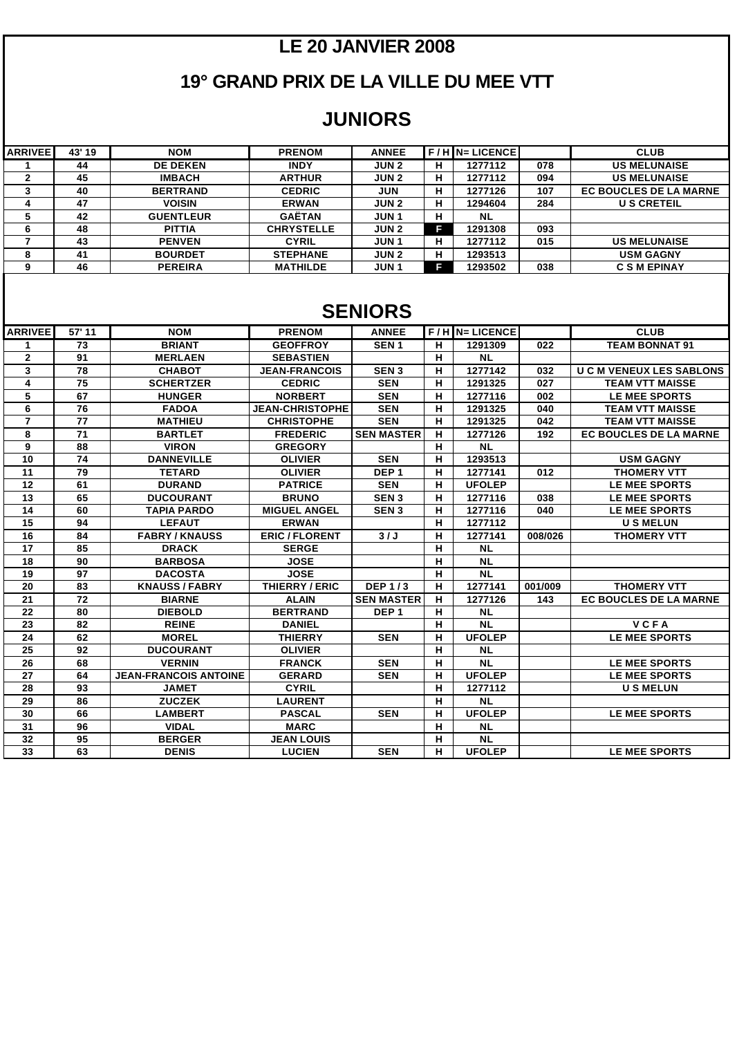# LE 20 JANVIER 2008

# 19° GRAND PRIX DE LA VILLE DU MEE VTT

## JUNIORS

| ARRIVEE | 43' 19 | NOM | PRENOM | ANNEE | F / H | N= LICENCE | | CLUB |
|---|---|---|---|---|---|---|---|---|
| 1 | 44 | DE DEKEN | INDY | JUN 2 | H | 1277112 | 078 | US MELUNAISE |
| 2 | 45 | IMBACH | ARTHUR | JUN 2 | H | 1277112 | 094 | US MELUNAISE |
| 3 | 40 | BERTRAND | CEDRIC | JUN | H | 1277126 | 107 | EC BOUCLES DE LA MARNE |
| 4 | 47 | VOISIN | ERWAN | JUN 2 | H | 1294604 | 284 | U S CRETEIL |
| 5 | 42 | GUENTLEUR | GAËTAN | JUN 1 | H | NL | | |
| 6 | 48 | PITTIA | CHRYSTELLE | JUN 2 | F | 1291308 | 093 | |
| 7 | 43 | PENVEN | CYRIL | JUN 1 | H | 1277112 | 015 | US MELUNAISE |
| 8 | 41 | BOURDET | STEPHANE | JUN 2 | H | 1293513 | | USM GAGNY |
| 9 | 46 | PEREIRA | MATHILDE | JUN 1 | F | 1293502 | 038 | C S M EPINAY |

## SENIORS

| ARRIVEE | 57' 11 | NOM | PRENOM | ANNEE | F / H | N= LICENCE | | CLUB |
|---|---|---|---|---|---|---|---|---|
| 1 | 73 | BRIANT | GEOFFROY | SEN 1 | H | 1291309 | 022 | TEAM BONNAT 91 |
| 2 | 91 | MERLAEN | SEBASTIEN | | H | NL | | |
| 3 | 78 | CHABOT | JEAN-FRANCOIS | SEN 3 | H | 1277142 | 032 | U C M VENEUX LES SABLONS |
| 4 | 75 | SCHERTZER | CEDRIC | SEN | H | 1291325 | 027 | TEAM VTT MAISSE |
| 5 | 67 | HUNGER | NORBERT | SEN | H | 1277116 | 002 | LE MEE SPORTS |
| 6 | 76 | FADOA | JEAN-CHRISTOPHE | SEN | H | 1291325 | 040 | TEAM VTT MAISSE |
| 7 | 77 | MATHIEU | CHRISTOPHE | SEN | H | 1291325 | 042 | TEAM VTT MAISSE |
| 8 | 71 | BARTLET | FREDERIC | SEN MASTER | H | 1277126 | 192 | EC BOUCLES DE LA MARNE |
| 9 | 88 | VIRON | GREGORY | | H | NL | | |
| 10 | 74 | DANNEVILLE | OLIVIER | SEN | H | 1293513 | | USM GAGNY |
| 11 | 79 | TETARD | OLIVIER | DEP 1 | H | 1277141 | 012 | THOMERY VTT |
| 12 | 61 | DURAND | PATRICE | SEN | H | UFOLEP | | LE MEE SPORTS |
| 13 | 65 | DUCOURANT | BRUNO | SEN 3 | H | 1277116 | 038 | LE MEE SPORTS |
| 14 | 60 | TAPIA PARDO | MIGUEL ANGEL | SEN 3 | H | 1277116 | 040 | LE MEE SPORTS |
| 15 | 94 | LEFAUT | ERWAN | | H | 1277112 | | U S MELUN |
| 16 | 84 | FABRY / KNAUSS | ERIC / FLORENT | 3 / J | H | 1277141 | 008/026 | THOMERY VTT |
| 17 | 85 | DRACK | SERGE | | H | NL | | |
| 18 | 90 | BARBOSA | JOSE | | H | NL | | |
| 19 | 97 | DACOSTA | JOSE | | H | NL | | |
| 20 | 83 | KNAUSS / FABRY | THIERRY / ERIC | DEP 1 / 3 | H | 1277141 | 001/009 | THOMERY VTT |
| 21 | 72 | BIARNE | ALAIN | SEN MASTER | H | 1277126 | 143 | EC BOUCLES DE LA MARNE |
| 22 | 80 | DIEBOLD | BERTRAND | DEP 1 | H | NL | | |
| 23 | 82 | REINE | DANIEL | | H | NL | | V C F A |
| 24 | 62 | MOREL | THIERRY | SEN | H | UFOLEP | | LE MEE SPORTS |
| 25 | 92 | DUCOURANT | OLIVIER | | H | NL | | |
| 26 | 68 | VERNIN | FRANCK | SEN | H | NL | | LE MEE SPORTS |
| 27 | 64 | JEAN-FRANCOIS ANTOINE | GERARD | SEN | H | UFOLEP | | LE MEE SPORTS |
| 28 | 93 | JAMET | CYRIL | | H | 1277112 | | U S MELUN |
| 29 | 86 | ZUCZEK | LAURENT | | H | NL | | |
| 30 | 66 | LAMBERT | PASCAL | SEN | H | UFOLEP | | LE MEE SPORTS |
| 31 | 96 | VIDAL | MARC | | H | NL | | |
| 32 | 95 | BERGER | JEAN LOUIS | | H | NL | | |
| 33 | 63 | DENIS | LUCIEN | SEN | H | UFOLEP | | LE MEE SPORTS |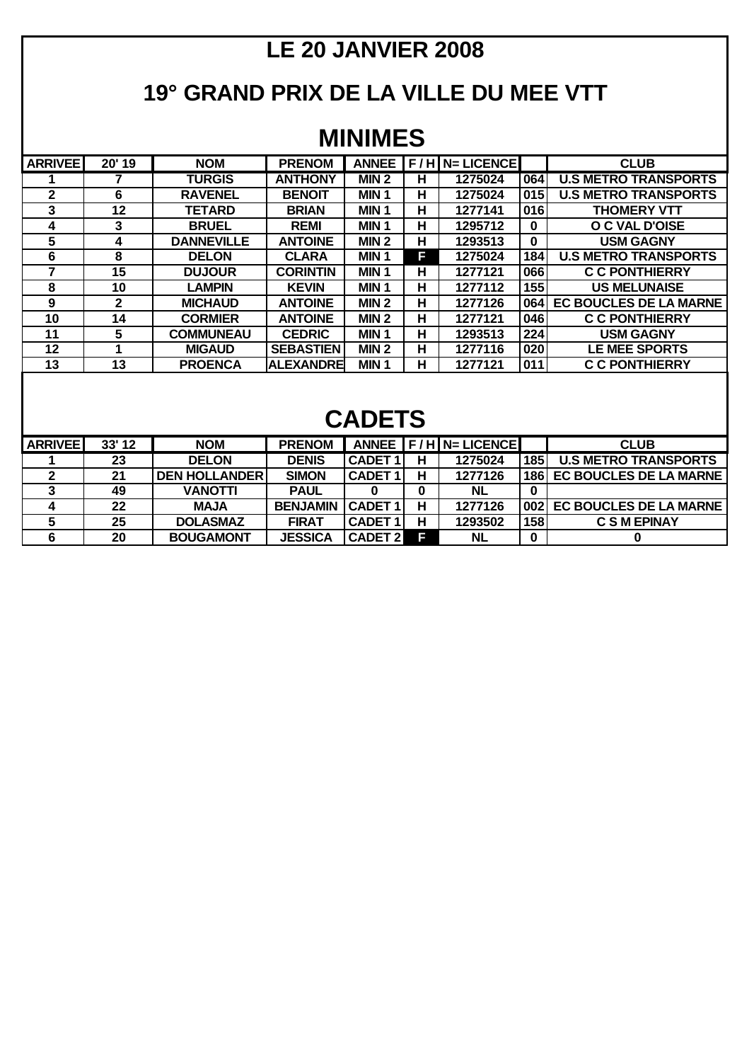# LE 20 JANVIER 2008

# 19° GRAND PRIX DE LA VILLE DU MEE VTT

## MINIMES

| ARRIVEE | 20' 19 | NOM | PRENOM | ANNEE | F / H | N= LICENCE | | CLUB |
|---|---|---|---|---|---|---|---|---|
| 1 | 7 | TURGIS | ANTHONY | MIN 2 | H | 1275024 | 064 | U.S METRO TRANSPORTS |
| 2 | 6 | RAVENEL | BENOIT | MIN 1 | H | 1275024 | 015 | U.S METRO TRANSPORTS |
| 3 | 12 | TETARD | BRIAN | MIN 1 | H | 1277141 | 016 | THOMERY VTT |
| 4 | 3 | BRUEL | REMI | MIN 1 | H | 1295712 | 0 | O C VAL D'OISE |
| 5 | 4 | DANNEVILLE | ANTOINE | MIN 2 | H | 1293513 | 0 | USM GAGNY |
| 6 | 8 | DELON | CLARA | MIN 1 | F | 1275024 | 184 | U.S METRO TRANSPORTS |
| 7 | 15 | DUJOUR | CORINTIN | MIN 1 | H | 1277121 | 066 | C C PONTHIERRY |
| 8 | 10 | LAMPIN | KEVIN | MIN 1 | H | 1277112 | 155 | US MELUNAISE |
| 9 | 2 | MICHAUD | ANTOINE | MIN 2 | H | 1277126 | 064 | EC BOUCLES DE LA MARNE |
| 10 | 14 | CORMIER | ANTOINE | MIN 2 | H | 1277121 | 046 | C C PONTHIERRY |
| 11 | 5 | COMMUNEAU | CEDRIC | MIN 1 | H | 1293513 | 224 | USM GAGNY |
| 12 | 1 | MIGAUD | SEBASTIEN | MIN 2 | H | 1277116 | 020 | LE MEE SPORTS |
| 13 | 13 | PROENCA | ALEXANDRE | MIN 1 | H | 1277121 | 011 | C C PONTHIERRY |

## CADETS

| ARRIVEE | 33' 12 | NOM | PRENOM | ANNEE | F / H | N= LICENCE | | CLUB |
|---|---|---|---|---|---|---|---|---|
| 1 | 23 | DELON | DENIS | CADET 1 | H | 1275024 | 185 | U.S METRO TRANSPORTS |
| 2 | 21 | DEN HOLLANDER | SIMON | CADET 1 | H | 1277126 | 186 | EC BOUCLES DE LA MARNE |
| 3 | 49 | VANOTTI | PAUL | 0 | 0 | NL | 0 | |
| 4 | 22 | MAJA | BENJAMIN | CADET 1 | H | 1277126 | 002 | EC BOUCLES DE LA MARNE |
| 5 | 25 | DOLASMAZ | FIRAT | CADET 1 | H | 1293502 | 158 | C S M EPINAY |
| 6 | 20 | BOUGAMONT | JESSICA | CADET 2 | F | NL | 0 | 0 |